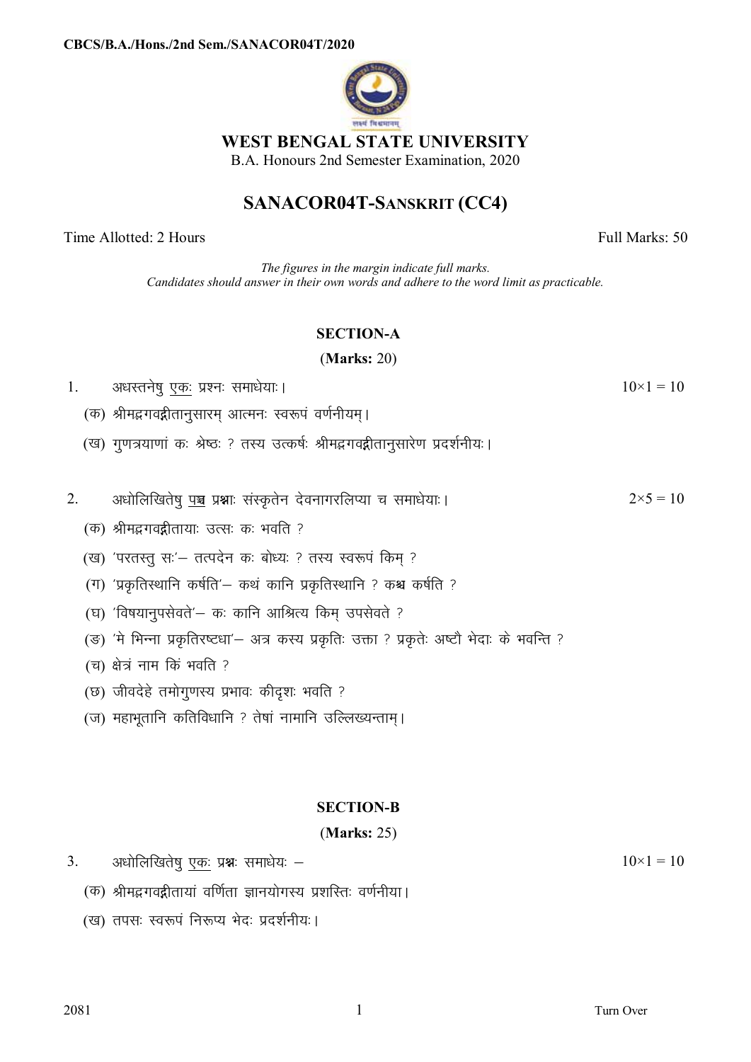CBCS/B.A./Hons./2nd Sem./SANACOR04T/2020

# WEST BENGAL STATE UNIVERSITY

B.A. Honours 2nd Semester Examination, 2020

## SANACOR04T-SANSKRIT (CC4)

Time Allotted: 2 Hours | Full Marks: 50

*The figures in the margin indicate full marks.*
*Candidates should answer in their own words and adhere to the word limit as practicable.*

### SECTION-A

**(Marks: 20)**

1. अधस्तनेषु <u>एकः</u> प्रश्नः समाधेयाः। — 10×1 = 10

   (क) श्रीमद्भगवद्गीतानुसारम् आत्मनः स्वरूपं वर्णनीयम्।

   (ख) गुणत्रयाणां कः श्रेष्ठः ? तस्य उत्कर्षः श्रीमद्भगवद्गीतानुसारेण प्रदर्शनीयः।

2. अधोलिखितेषु <u>पञ्च</u> प्रश्नाः संस्कृतेन देवनागरलिप्या च समाधेयाः। — 2×5 = 10

   (क) श्रीमद्भगवद्गीतायाः उत्सः कः भवति ?

   (ख) 'परतस्तु सः'– तत्पदेन कः बोध्यः ? तस्य स्वरूपं किम् ?

   (ग) 'प्रकृतिस्थानि कर्षति'– कथं कानि प्रकृतिस्थानि ? कश्च कर्षति ?

   (घ) 'विषयानुपसेवते'– कः कानि आश्रित्य किम् उपसेवते ?

   (ङ) 'मे भिन्ना प्रकृतिरष्टधा'– अत्र कस्य प्रकृतिः उक्ता ? प्रकृतेः अष्टौ भेदाः के भवन्ति ?

   (च) क्षेत्रं नाम किं भवति ?

   (छ) जीवदेहे तमोगुणस्य प्रभावः कीदृशः भवति ?

   (ज) महाभूतानि कतिविधानि ? तेषां नामानि उल्लिख्यन्ताम्।

### SECTION-B

**(Marks: 25)**

3. अधोलिखितेषु <u>एकः</u> प्रश्नः समाधेयः – — 10×1 = 10

   (क) श्रीमद्भगवद्गीतायां वर्णिता ज्ञानयोगस्य प्रशस्तिः वर्णनीया।

   (ख) तपसः स्वरूपं निरूप्य भेदः प्रदर्शनीयः।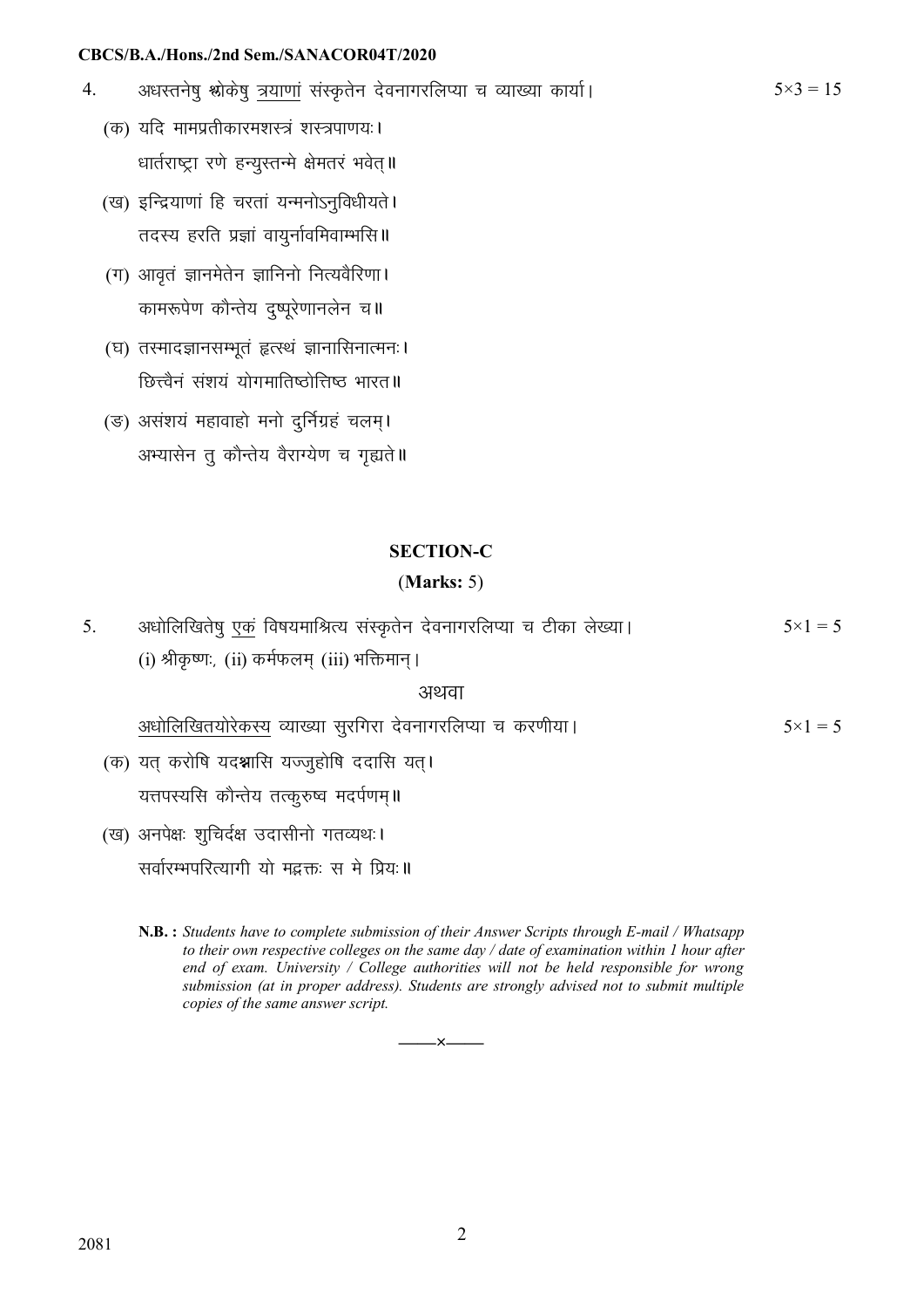4. अधस्तनेषु श्लोकेषु त्रयाणां संस्कृतेन देवनागरलिप्या च व्याख्या कार्या। $5\times3 = 15$

(क) यदि मामप्रतीकारमशस्त्रं शस्त्रपाणयः।
धार्तराष्ट्रा रणे हन्युस्तन्मे क्षेमतरं भवेत्॥

(ख) इन्द्रियाणां हि चरतां यन्मनोऽनुविधीयते।
तदस्य हरति प्रज्ञां वायुर्नावमिवाम्भसि॥

(ग) आवृतं ज्ञानमेतेन ज्ञानिनो नित्यवैरिणा।
कामरूपेण कौन्तेय दुष्पूरेणानलेन च॥

(घ) तस्मादज्ञानसम्भूतं हृत्स्थं ज्ञानासिनात्मनः।
छित्त्वैनं संशयं योगमातिष्ठोत्तिष्ठ भारत॥

(ङ) असंशयं महावाहो मनो दुर्निग्रहं चलम्।
अभ्यासेन तु कौन्तेय वैराग्येण च गृह्यते॥

## SECTION-C

**(Marks: 5)**

5. अधोलिखितेषु एकं विषयमाश्रित्य संस्कृतेन देवनागरलिप्या च टीका लेख्या। $5\times1 = 5$

(i) श्रीकृष्णः, (ii) कर्मफलम् (iii) भक्तिमान्।

अथवा

अधोलिखितयोरेकस्य व्याख्या सुरगिरा देवनागरलिप्या च करणीया। $5\times1 = 5$

(क) यत् करोषि यदश्नासि यज्जुहोषि ददासि यत्।
यत्तपस्यसि कौन्तेय तत्कुरुष्व मदर्पणम्॥

(ख) अनपेक्षः शुचिर्दक्ष उदासीनो गतव्यथः।
सर्वारम्भपरित्यागी यो मद्भक्तः स मे प्रियः॥

**N.B. :** *Students have to complete submission of their Answer Scripts through E-mail / Whatsapp to their own respective colleges on the same day / date of examination within 1 hour after end of exam. University / College authorities will not be held responsible for wrong submission (at in proper address). Students are strongly advised not to submit multiple copies of the same answer script.*

——×——